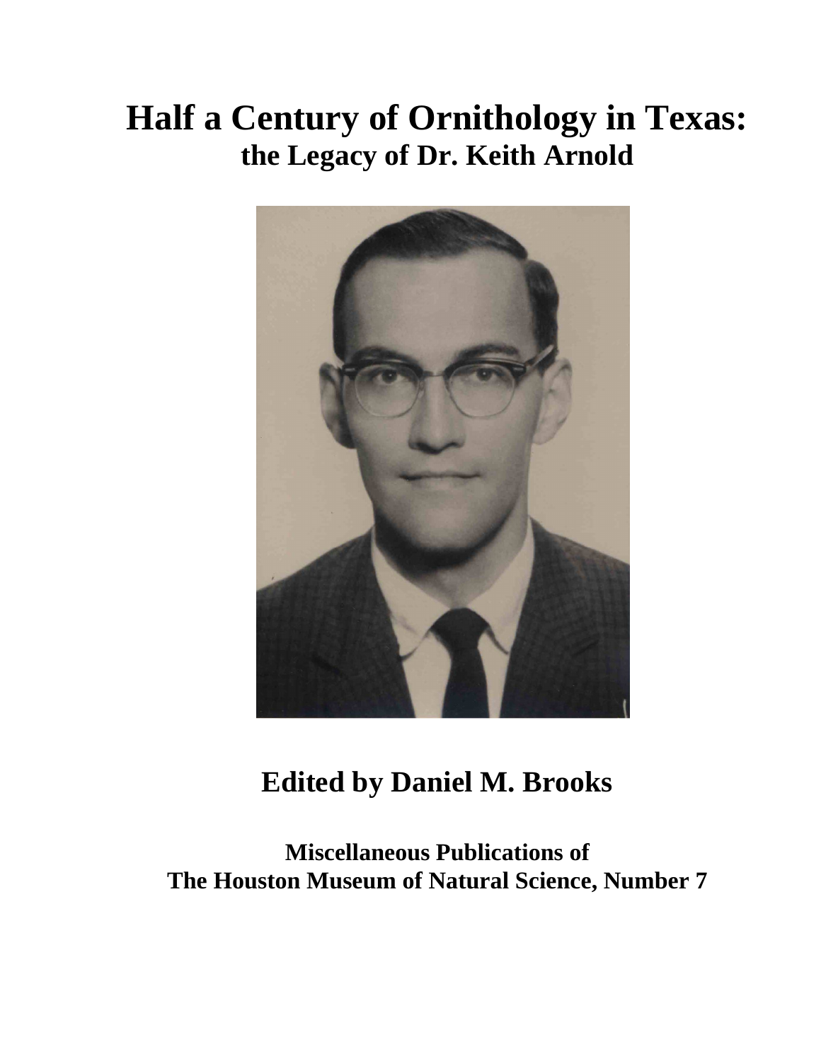# Half a Century of Ornithology in Texas:
## the Legacy of Dr. Keith Arnold

**Edited by Daniel M. Brooks**

**Miscellaneous Publications of**
**The Houston Museum of Natural Science, Number 7**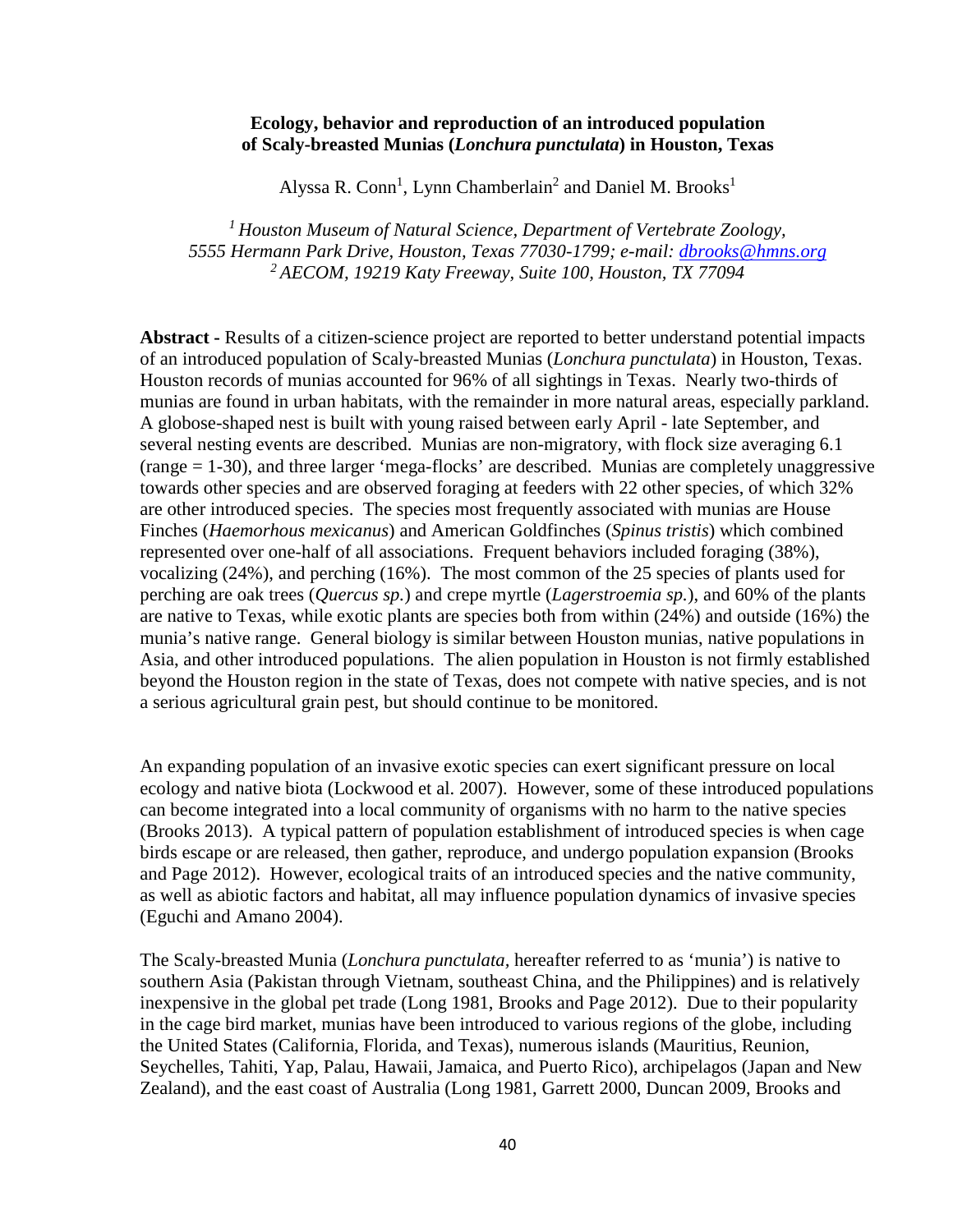**Ecology, behavior and reproduction of an introduced population of Scaly-breasted Munias (*Lonchura punctulata*) in Houston, Texas**

Alyssa R. Conn[1], Lynn Chamberlain[2] and Daniel M. Brooks[1]

*[1] Houston Museum of Natural Science, Department of Vertebrate Zoology, 5555 Hermann Park Drive, Houston, Texas 77030-1799; e-mail: dbrooks@hmns.org*
*[2] AECOM, 19219 Katy Freeway, Suite 100, Houston, TX 77094*

**Abstract** - Results of a citizen-science project are reported to better understand potential impacts of an introduced population of Scaly-breasted Munias (*Lonchura punctulata*) in Houston, Texas. Houston records of munias accounted for 96% of all sightings in Texas. Nearly two-thirds of munias are found in urban habitats, with the remainder in more natural areas, especially parkland. A globose-shaped nest is built with young raised between early April - late September, and several nesting events are described. Munias are non-migratory, with flock size averaging 6.1 (range = 1-30), and three larger 'mega-flocks' are described. Munias are completely unaggressive towards other species and are observed foraging at feeders with 22 other species, of which 32% are other introduced species. The species most frequently associated with munias are House Finches (*Haemorhous mexicanus*) and American Goldfinches (*Spinus tristis*) which combined represented over one-half of all associations. Frequent behaviors included foraging (38%), vocalizing (24%), and perching (16%). The most common of the 25 species of plants used for perching are oak trees (*Quercus sp.*) and crepe myrtle (*Lagerstroemia sp.*), and 60% of the plants are native to Texas, while exotic plants are species both from within (24%) and outside (16%) the munia's native range. General biology is similar between Houston munias, native populations in Asia, and other introduced populations. The alien population in Houston is not firmly established beyond the Houston region in the state of Texas, does not compete with native species, and is not a serious agricultural grain pest, but should continue to be monitored.

An expanding population of an invasive exotic species can exert significant pressure on local ecology and native biota (Lockwood et al. 2007). However, some of these introduced populations can become integrated into a local community of organisms with no harm to the native species (Brooks 2013). A typical pattern of population establishment of introduced species is when cage birds escape or are released, then gather, reproduce, and undergo population expansion (Brooks and Page 2012). However, ecological traits of an introduced species and the native community, as well as abiotic factors and habitat, all may influence population dynamics of invasive species (Eguchi and Amano 2004).

The Scaly-breasted Munia (*Lonchura punctulata*, hereafter referred to as 'munia') is native to southern Asia (Pakistan through Vietnam, southeast China, and the Philippines) and is relatively inexpensive in the global pet trade (Long 1981, Brooks and Page 2012). Due to their popularity in the cage bird market, munias have been introduced to various regions of the globe, including the United States (California, Florida, and Texas), numerous islands (Mauritius, Reunion, Seychelles, Tahiti, Yap, Palau, Hawaii, Jamaica, and Puerto Rico), archipelagos (Japan and New Zealand), and the east coast of Australia (Long 1981, Garrett 2000, Duncan 2009, Brooks and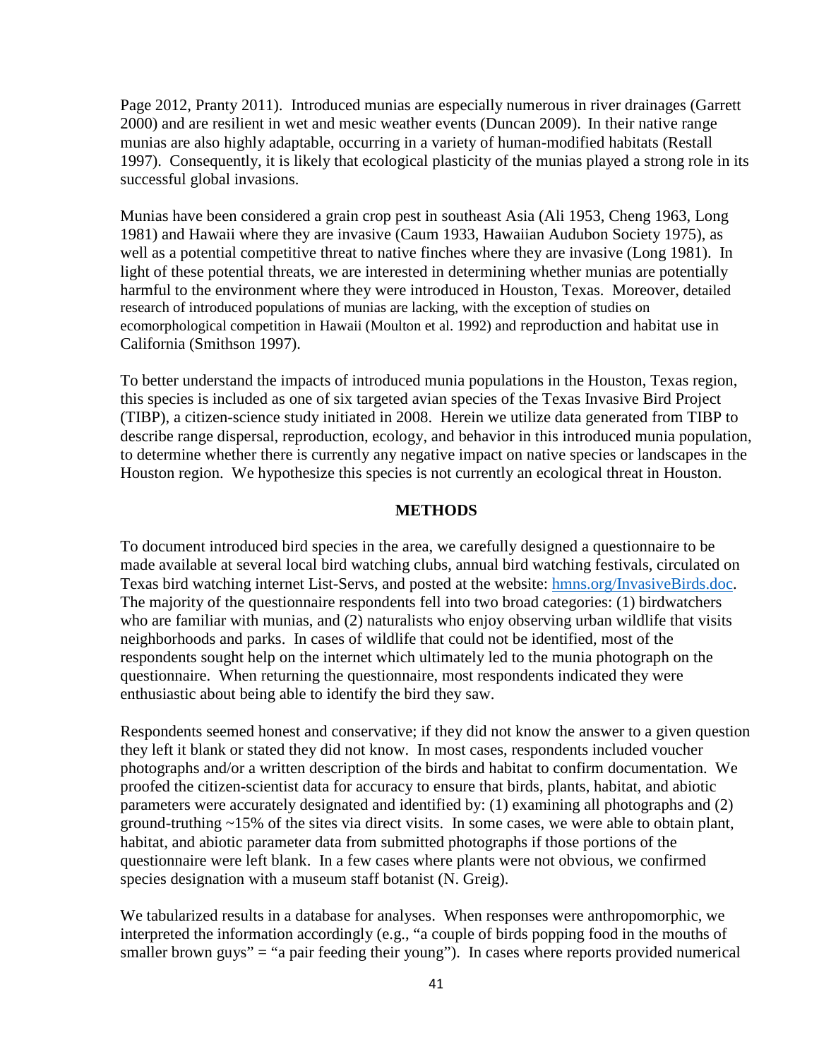Page 2012, Pranty 2011). Introduced munias are especially numerous in river drainages (Garrett 2000) and are resilient in wet and mesic weather events (Duncan 2009). In their native range munias are also highly adaptable, occurring in a variety of human-modified habitats (Restall 1997). Consequently, it is likely that ecological plasticity of the munias played a strong role in its successful global invasions.

Munias have been considered a grain crop pest in southeast Asia (Ali 1953, Cheng 1963, Long 1981) and Hawaii where they are invasive (Caum 1933, Hawaiian Audubon Society 1975), as well as a potential competitive threat to native finches where they are invasive (Long 1981). In light of these potential threats, we are interested in determining whether munias are potentially harmful to the environment where they were introduced in Houston, Texas. Moreover, detailed research of introduced populations of munias are lacking, with the exception of studies on ecomorphological competition in Hawaii (Moulton et al. 1992) and reproduction and habitat use in California (Smithson 1997).

To better understand the impacts of introduced munia populations in the Houston, Texas region, this species is included as one of six targeted avian species of the Texas Invasive Bird Project (TIBP), a citizen-science study initiated in 2008. Herein we utilize data generated from TIBP to describe range dispersal, reproduction, ecology, and behavior in this introduced munia population, to determine whether there is currently any negative impact on native species or landscapes in the Houston region. We hypothesize this species is not currently an ecological threat in Houston.

## METHODS

To document introduced bird species in the area, we carefully designed a questionnaire to be made available at several local bird watching clubs, annual bird watching festivals, circulated on Texas bird watching internet List-Servs, and posted at the website: hmns.org/InvasiveBirds.doc. The majority of the questionnaire respondents fell into two broad categories: (1) birdwatchers who are familiar with munias, and (2) naturalists who enjoy observing urban wildlife that visits neighborhoods and parks. In cases of wildlife that could not be identified, most of the respondents sought help on the internet which ultimately led to the munia photograph on the questionnaire. When returning the questionnaire, most respondents indicated they were enthusiastic about being able to identify the bird they saw.

Respondents seemed honest and conservative; if they did not know the answer to a given question they left it blank or stated they did not know. In most cases, respondents included voucher photographs and/or a written description of the birds and habitat to confirm documentation. We proofed the citizen-scientist data for accuracy to ensure that birds, plants, habitat, and abiotic parameters were accurately designated and identified by: (1) examining all photographs and (2) ground-truthing ~15% of the sites via direct visits. In some cases, we were able to obtain plant, habitat, and abiotic parameter data from submitted photographs if those portions of the questionnaire were left blank. In a few cases where plants were not obvious, we confirmed species designation with a museum staff botanist (N. Greig).

We tabularized results in a database for analyses. When responses were anthropomorphic, we interpreted the information accordingly (e.g., "a couple of birds popping food in the mouths of smaller brown guys" = "a pair feeding their young"). In cases where reports provided numerical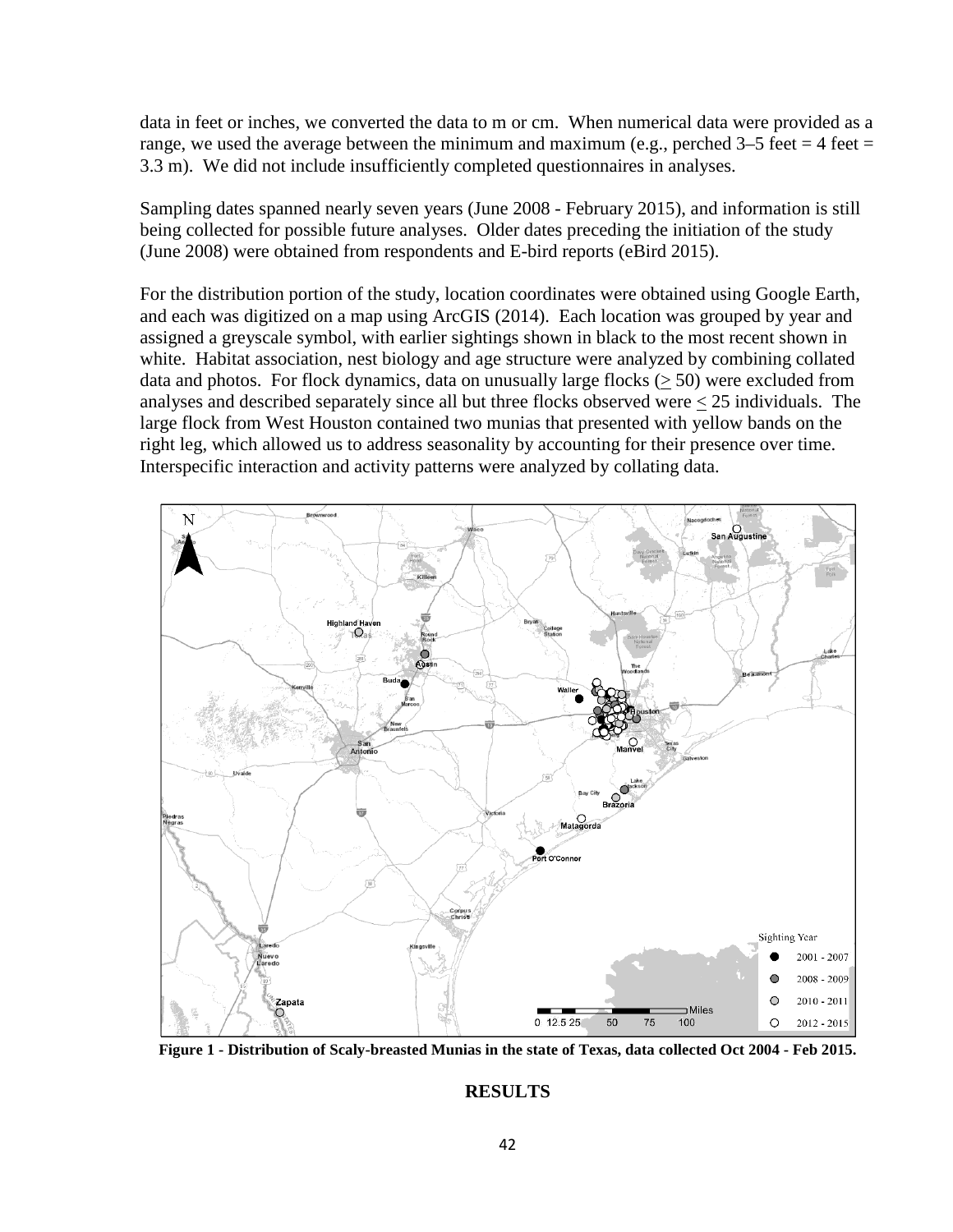data in feet or inches, we converted the data to m or cm. When numerical data were provided as a range, we used the average between the minimum and maximum (e.g., perched 3–5 feet = 4 feet = 3.3 m). We did not include insufficiently completed questionnaires in analyses.

Sampling dates spanned nearly seven years (June 2008 - February 2015), and information is still being collected for possible future analyses. Older dates preceding the initiation of the study (June 2008) were obtained from respondents and E-bird reports (eBird 2015).

For the distribution portion of the study, location coordinates were obtained using Google Earth, and each was digitized on a map using ArcGIS (2014). Each location was grouped by year and assigned a greyscale symbol, with earlier sightings shown in black to the most recent shown in white. Habitat association, nest biology and age structure were analyzed by combining collated data and photos. For flock dynamics, data on unusually large flocks ($\geq$ 50) were excluded from analyses and described separately since all but three flocks observed were $\leq$ 25 individuals. The large flock from West Houston contained two munias that presented with yellow bands on the right leg, which allowed us to address seasonality by accounting for their presence over time. Interspecific interaction and activity patterns were analyzed by collating data.

**Figure 1 - Distribution of Scaly-breasted Munias in the state of Texas, data collected Oct 2004 - Feb 2015.**

## RESULTS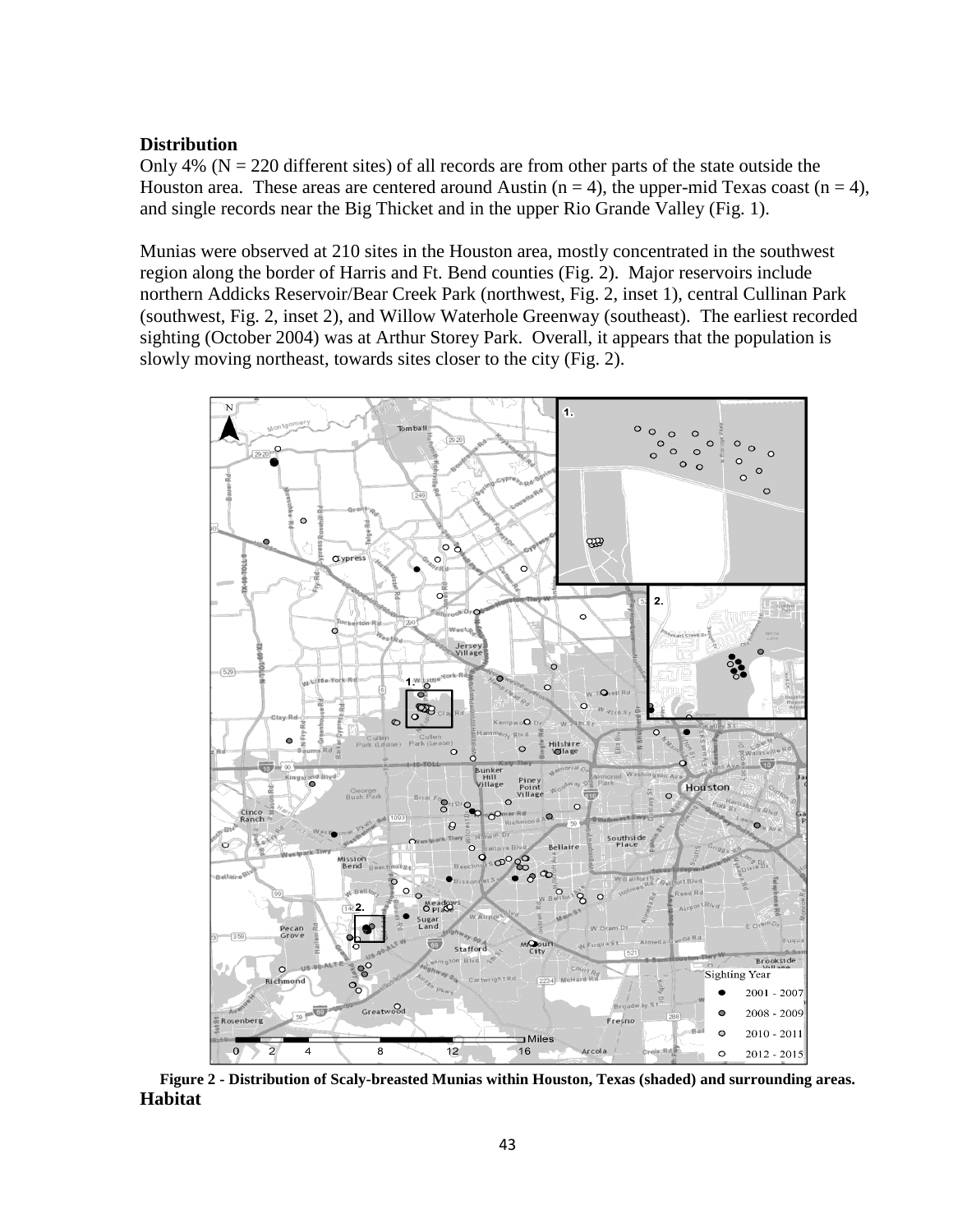## Distribution

Only 4% (N = 220 different sites) of all records are from other parts of the state outside the Houston area. These areas are centered around Austin (n = 4), the upper-mid Texas coast (n = 4), and single records near the Big Thicket and in the upper Rio Grande Valley (Fig. 1).

Munias were observed at 210 sites in the Houston area, mostly concentrated in the southwest region along the border of Harris and Ft. Bend counties (Fig. 2). Major reservoirs include northern Addicks Reservoir/Bear Creek Park (northwest, Fig. 2, inset 1), central Cullinan Park (southwest, Fig. 2, inset 2), and Willow Waterhole Greenway (southeast). The earliest recorded sighting (October 2004) was at Arthur Storey Park. Overall, it appears that the population is slowly moving northeast, towards sites closer to the city (Fig. 2).

**Figure 2 - Distribution of Scaly-breasted Munias within Houston, Texas (shaded) and surrounding areas.**

## Habitat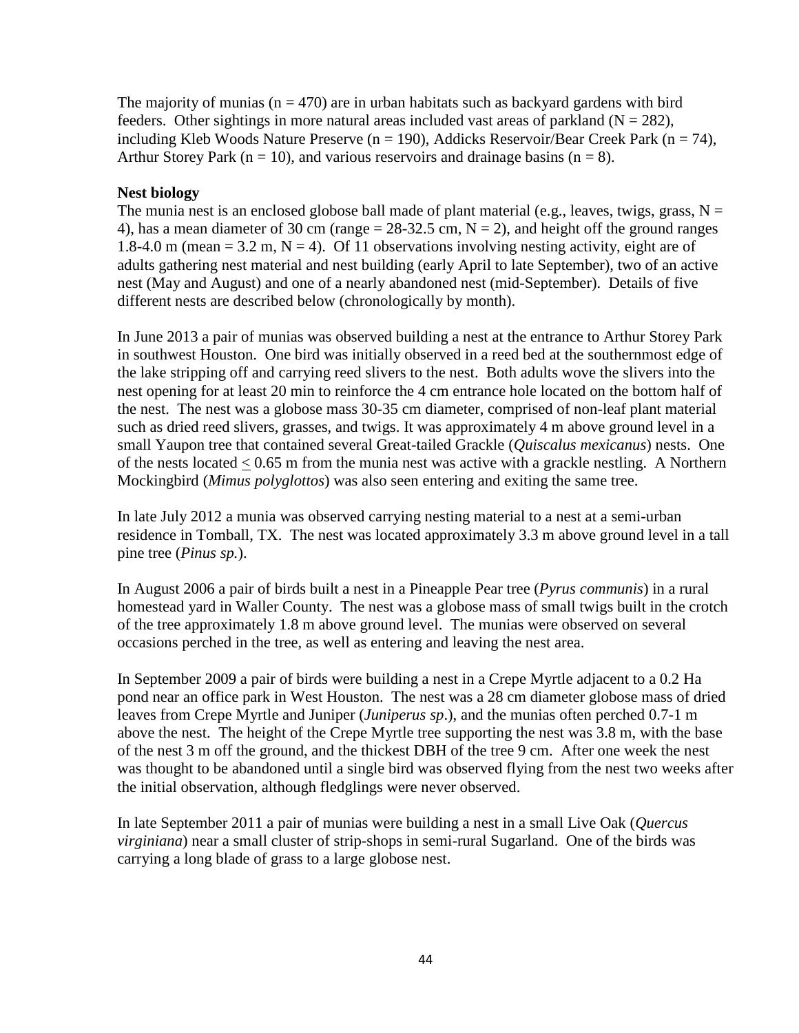The majority of munias (n = 470) are in urban habitats such as backyard gardens with bird feeders. Other sightings in more natural areas included vast areas of parkland (N = 282), including Kleb Woods Nature Preserve (n = 190), Addicks Reservoir/Bear Creek Park (n = 74), Arthur Storey Park (n = 10), and various reservoirs and drainage basins (n = 8).

**Nest biology**

The munia nest is an enclosed globose ball made of plant material (e.g., leaves, twigs, grass, N = 4), has a mean diameter of 30 cm (range = 28-32.5 cm, N = 2), and height off the ground ranges 1.8-4.0 m (mean = 3.2 m, N = 4). Of 11 observations involving nesting activity, eight are of adults gathering nest material and nest building (early April to late September), two of an active nest (May and August) and one of a nearly abandoned nest (mid-September). Details of five different nests are described below (chronologically by month).

In June 2013 a pair of munias was observed building a nest at the entrance to Arthur Storey Park in southwest Houston. One bird was initially observed in a reed bed at the southernmost edge of the lake stripping off and carrying reed slivers to the nest. Both adults wove the slivers into the nest opening for at least 20 min to reinforce the 4 cm entrance hole located on the bottom half of the nest. The nest was a globose mass 30-35 cm diameter, comprised of non-leaf plant material such as dried reed slivers, grasses, and twigs. It was approximately 4 m above ground level in a small Yaupon tree that contained several Great-tailed Grackle (*Quiscalus mexicanus*) nests. One of the nests located $\leq$ 0.65 m from the munia nest was active with a grackle nestling. A Northern Mockingbird (*Mimus polyglottos*) was also seen entering and exiting the same tree.

In late July 2012 a munia was observed carrying nesting material to a nest at a semi-urban residence in Tomball, TX. The nest was located approximately 3.3 m above ground level in a tall pine tree (*Pinus sp.*).

In August 2006 a pair of birds built a nest in a Pineapple Pear tree (*Pyrus communis*) in a rural homestead yard in Waller County. The nest was a globose mass of small twigs built in the crotch of the tree approximately 1.8 m above ground level. The munias were observed on several occasions perched in the tree, as well as entering and leaving the nest area.

In September 2009 a pair of birds were building a nest in a Crepe Myrtle adjacent to a 0.2 Ha pond near an office park in West Houston. The nest was a 28 cm diameter globose mass of dried leaves from Crepe Myrtle and Juniper (*Juniperus sp*.), and the munias often perched 0.7-1 m above the nest. The height of the Crepe Myrtle tree supporting the nest was 3.8 m, with the base of the nest 3 m off the ground, and the thickest DBH of the tree 9 cm. After one week the nest was thought to be abandoned until a single bird was observed flying from the nest two weeks after the initial observation, although fledglings were never observed.

In late September 2011 a pair of munias were building a nest in a small Live Oak (*Quercus virginiana*) near a small cluster of strip-shops in semi-rural Sugarland. One of the birds was carrying a long blade of grass to a large globose nest.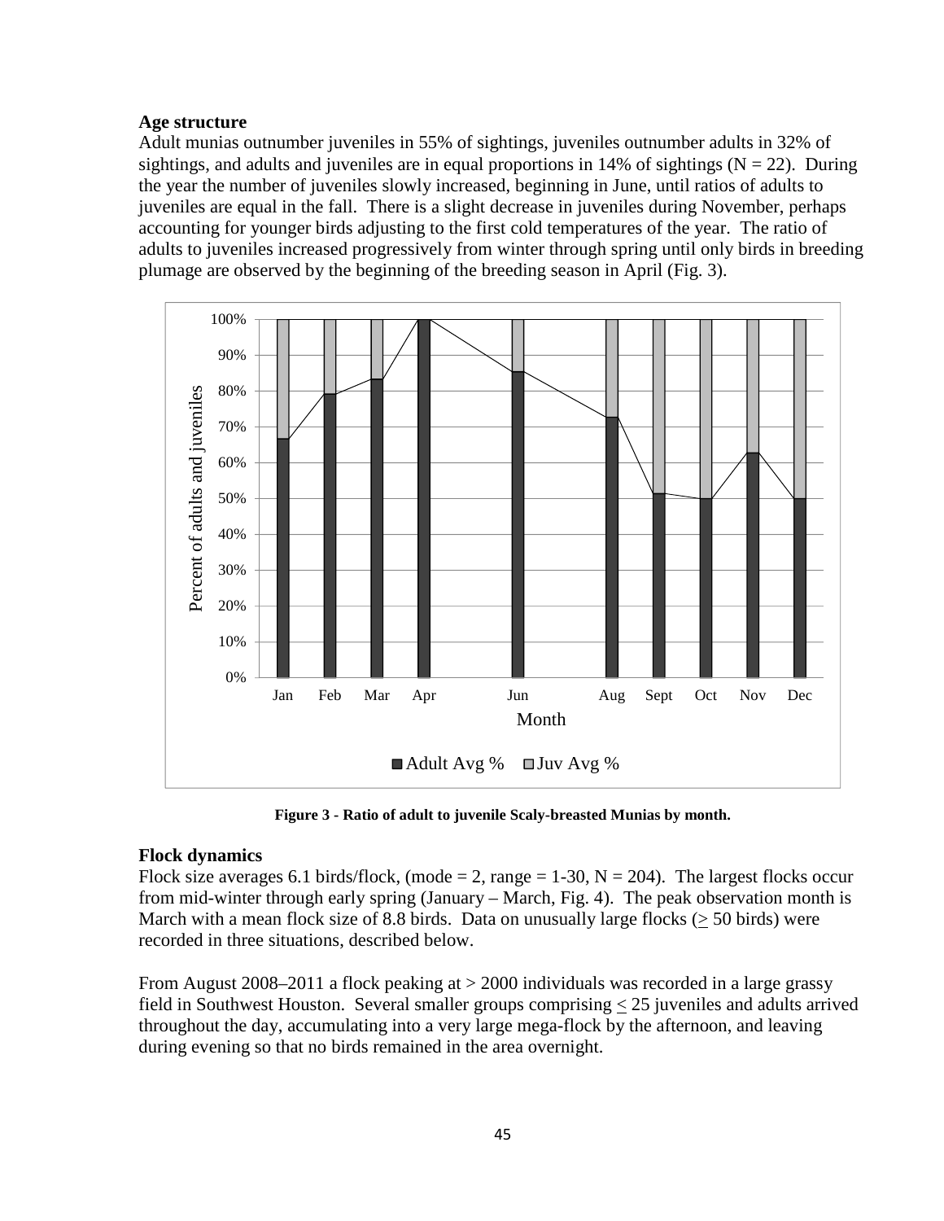**Age structure**

Adult munias outnumber juveniles in 55% of sightings, juveniles outnumber adults in 32% of sightings, and adults and juveniles are in equal proportions in 14% of sightings (N = 22). During the year the number of juveniles slowly increased, beginning in June, until ratios of adults to juveniles are equal in the fall. There is a slight decrease in juveniles during November, perhaps accounting for younger birds adjusting to the first cold temperatures of the year. The ratio of adults to juveniles increased progressively from winter through spring until only birds in breeding plumage are observed by the beginning of the breeding season in April (Fig. 3).

**Figure 3 - Ratio of adult to juvenile Scaly-breasted Munias by month.**

**Flock dynamics**

Flock size averages 6.1 birds/flock, (mode = 2, range = 1-30, N = 204). The largest flocks occur from mid-winter through early spring (January – March, Fig. 4). The peak observation month is March with a mean flock size of 8.8 birds. Data on unusually large flocks (≥ 50 birds) were recorded in three situations, described below.

From August 2008–2011 a flock peaking at > 2000 individuals was recorded in a large grassy field in Southwest Houston. Several smaller groups comprising ≤ 25 juveniles and adults arrived throughout the day, accumulating into a very large mega-flock by the afternoon, and leaving during evening so that no birds remained in the area overnight.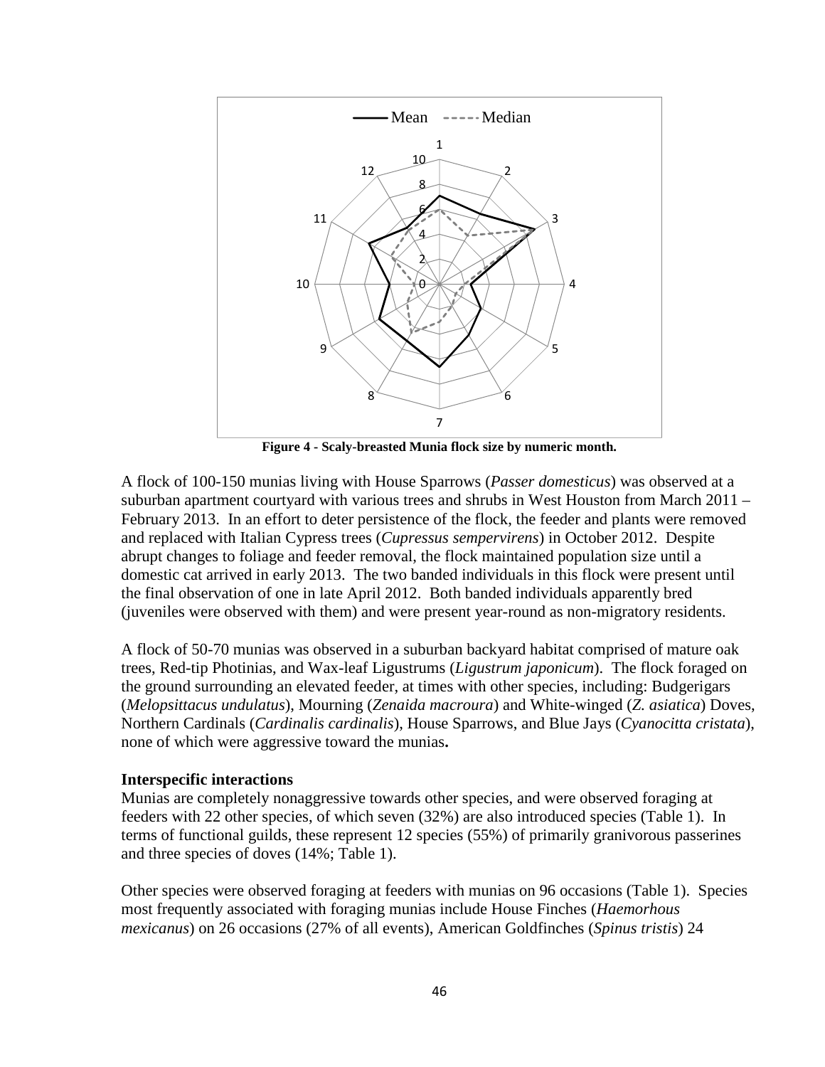**Figure 4 - Scaly-breasted Munia flock size by numeric month.**

A flock of 100-150 munias living with House Sparrows (*Passer domesticus*) was observed at a suburban apartment courtyard with various trees and shrubs in West Houston from March 2011 – February 2013. In an effort to deter persistence of the flock, the feeder and plants were removed and replaced with Italian Cypress trees (*Cupressus sempervirens*) in October 2012. Despite abrupt changes to foliage and feeder removal, the flock maintained population size until a domestic cat arrived in early 2013. The two banded individuals in this flock were present until the final observation of one in late April 2012. Both banded individuals apparently bred (juveniles were observed with them) and were present year-round as non-migratory residents.

A flock of 50-70 munias was observed in a suburban backyard habitat comprised of mature oak trees, Red-tip Photinias, and Wax-leaf Ligustrums (*Ligustrum japonicum*). The flock foraged on the ground surrounding an elevated feeder, at times with other species, including: Budgerigars (*Melopsittacus undulatus*), Mourning (*Zenaida macroura*) and White-winged (*Z. asiatica*) Doves, Northern Cardinals (*Cardinalis cardinalis*), House Sparrows, and Blue Jays (*Cyanocitta cristata*), none of which were aggressive toward the munias**.**

### Interspecific interactions

Munias are completely nonaggressive towards other species, and were observed foraging at feeders with 22 other species, of which seven (32%) are also introduced species (Table 1). In terms of functional guilds, these represent 12 species (55%) of primarily granivorous passerines and three species of doves (14%; Table 1).

Other species were observed foraging at feeders with munias on 96 occasions (Table 1). Species most frequently associated with foraging munias include House Finches (*Haemorhous mexicanus*) on 26 occasions (27% of all events), American Goldfinches (*Spinus tristis*) 24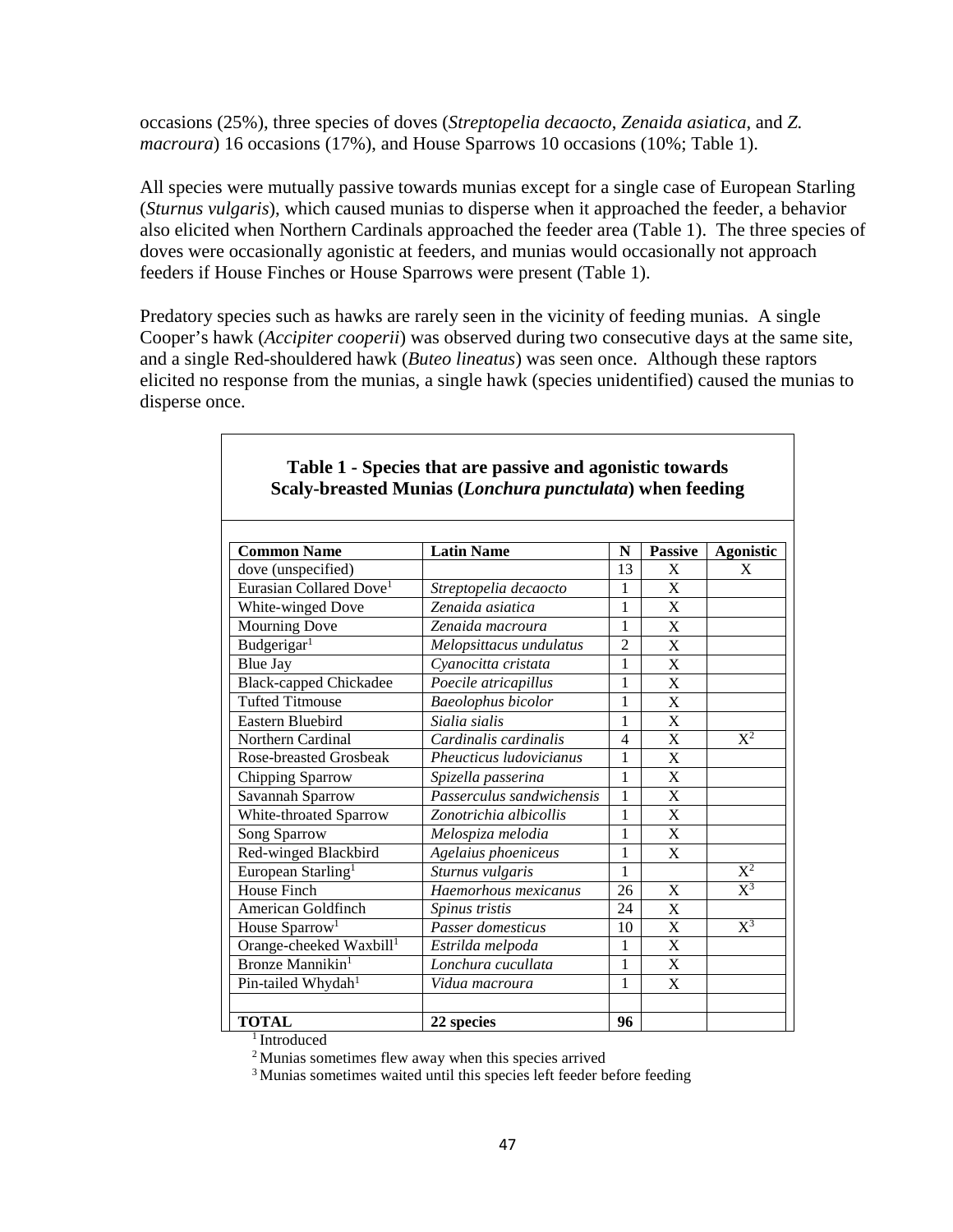occasions (25%), three species of doves (*Streptopelia decaocto*, *Zenaida asiatica*, and *Z. macroura*) 16 occasions (17%), and House Sparrows 10 occasions (10%; Table 1).

All species were mutually passive towards munias except for a single case of European Starling (*Sturnus vulgaris*), which caused munias to disperse when it approached the feeder, a behavior also elicited when Northern Cardinals approached the feeder area (Table 1). The three species of doves were occasionally agonistic at feeders, and munias would occasionally not approach feeders if House Finches or House Sparrows were present (Table 1).

Predatory species such as hawks are rarely seen in the vicinity of feeding munias. A single Cooper's hawk (*Accipiter cooperii*) was observed during two consecutive days at the same site, and a single Red-shouldered hawk (*Buteo lineatus*) was seen once. Although these raptors elicited no response from the munias, a single hawk (species unidentified) caused the munias to disperse once.

**Table 1 - Species that are passive and agonistic towards Scaly-breasted Munias (*Lonchura punctulata*) when feeding**

| Common Name | Latin Name | N | Passive | Agonistic |
|---|---|---|---|---|
| dove (unspecified) | | 13 | X | X |
| Eurasian Collared Dove[1] | *Streptopelia decaocto* | 1 | X | |
| White-winged Dove | *Zenaida asiatica* | 1 | X | |
| Mourning Dove | *Zenaida macroura* | 1 | X | |
| Budgerigar[1] | *Melopsittacus undulatus* | 2 | X | |
| Blue Jay | *Cyanocitta cristata* | 1 | X | |
| Black-capped Chickadee | *Poecile atricapillus* | 1 | X | |
| Tufted Titmouse | *Baeolophus bicolor* | 1 | X | |
| Eastern Bluebird | *Sialia sialis* | 1 | X | |
| Northern Cardinal | *Cardinalis cardinalis* | 4 | X | X[2] |
| Rose-breasted Grosbeak | *Pheucticus ludovicianus* | 1 | X | |
| Chipping Sparrow | *Spizella passerina* | 1 | X | |
| Savannah Sparrow | *Passerculus sandwichensis* | 1 | X | |
| White-throated Sparrow | *Zonotrichia albicollis* | 1 | X | |
| Song Sparrow | *Melospiza melodia* | 1 | X | |
| Red-winged Blackbird | *Agelaius phoeniceus* | 1 | X | |
| European Starling[1] | *Sturnus vulgaris* | 1 | | X[2] |
| House Finch | *Haemorhous mexicanus* | 26 | X | X[3] |
| American Goldfinch | *Spinus tristis* | 24 | X | |
| House Sparrow[1] | *Passer domesticus* | 10 | X | X[3] |
| Orange-cheeked Waxbill[1] | *Estrilda melpoda* | 1 | X | |
| Bronze Mannikin[1] | *Lonchura cucullata* | 1 | X | |
| Pin-tailed Whydah[1] | *Vidua macroura* | 1 | X | |
| | | | | |
| **TOTAL** | **22 species** | **96** | | |

[1] Introduced

[2] Munias sometimes flew away when this species arrived

[3] Munias sometimes waited until this species left feeder before feeding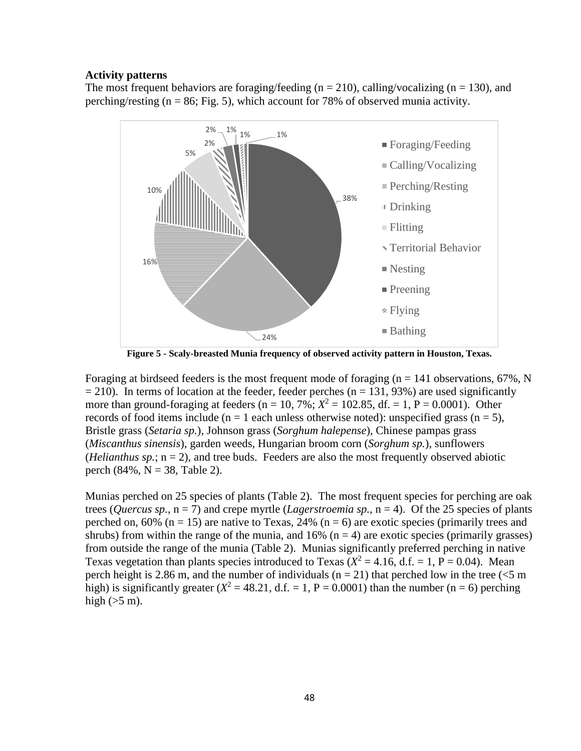**Activity patterns**

The most frequent behaviors are foraging/feeding (n = 210), calling/vocalizing (n = 130), and perching/resting (n = 86; Fig. 5), which account for 78% of observed munia activity.

**Figure 5 - Scaly-breasted Munia frequency of observed activity pattern in Houston, Texas.**

Foraging at birdseed feeders is the most frequent mode of foraging (n = 141 observations, 67%, N = 210). In terms of location at the feeder, feeder perches (n = 131, 93%) are used significantly more than ground-foraging at feeders (n = 10, 7%; $X^2 = 102.85$, df. = 1, P = 0.0001). Other records of food items include (n = 1 each unless otherwise noted): unspecified grass (n = 5), Bristle grass (*Setaria sp.*), Johnson grass (*Sorghum halepense*), Chinese pampas grass (*Miscanthus sinensis*), garden weeds, Hungarian broom corn (*Sorghum sp.*), sunflowers (*Helianthus sp.*; n = 2), and tree buds. Feeders are also the most frequently observed abiotic perch (84%, N = 38, Table 2).

Munias perched on 25 species of plants (Table 2). The most frequent species for perching are oak trees (*Quercus sp.*, n = 7) and crepe myrtle (*Lagerstroemia sp.*, n = 4). Of the 25 species of plants perched on, 60% (n = 15) are native to Texas, 24% (n = 6) are exotic species (primarily trees and shrubs) from within the range of the munia, and 16% (n = 4) are exotic species (primarily grasses) from outside the range of the munia (Table 2). Munias significantly preferred perching in native Texas vegetation than plants species introduced to Texas ($X^2 = 4.16$, d.f. = 1, P = 0.04). Mean perch height is 2.86 m, and the number of individuals (n = 21) that perched low in the tree (<5 m high) is significantly greater ($X^2 = 48.21$, d.f. = 1, P = 0.0001) than the number (n = 6) perching high (>5 m).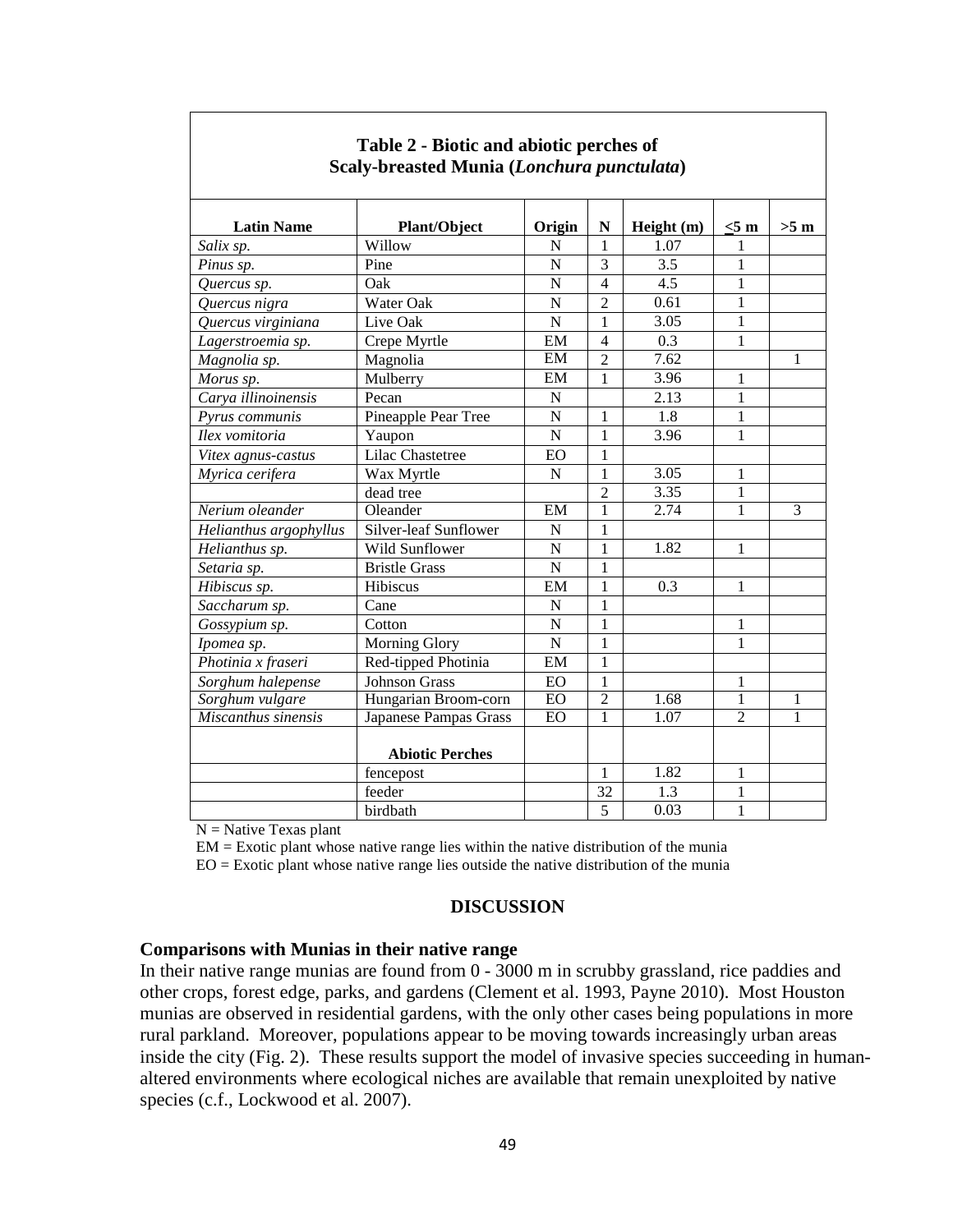**Table 2 - Biotic and abiotic perches of Scaly-breasted Munia (*Lonchura punctulata*)**

| Latin Name | Plant/Object | Origin | N | Height (m) | ≤5 m | >5 m |
|---|---|---|---|---|---|---|
| *Salix sp.* | Willow | N | 1 | 1.07 | 1 | |
| *Pinus sp.* | Pine | N | 3 | 3.5 | 1 | |
| *Quercus sp.* | Oak | N | 4 | 4.5 | 1 | |
| *Quercus nigra* | Water Oak | N | 2 | 0.61 | 1 | |
| *Quercus virginiana* | Live Oak | N | 1 | 3.05 | 1 | |
| *Lagerstroemia sp.* | Crepe Myrtle | EM | 4 | 0.3 | 1 | |
| *Magnolia sp.* | Magnolia | EM | 2 | 7.62 | | 1 |
| *Morus sp.* | Mulberry | EM | 1 | 3.96 | 1 | |
| *Carya illinoinensis* | Pecan | N | | 2.13 | 1 | |
| *Pyrus communis* | Pineapple Pear Tree | N | 1 | 1.8 | 1 | |
| *Ilex vomitoria* | Yaupon | N | 1 | 3.96 | 1 | |
| *Vitex agnus-castus* | Lilac Chastetree | EO | 1 | | | |
| *Myrica cerifera* | Wax Myrtle | N | 1 | 3.05 | 1 | |
| | dead tree | | 2 | 3.35 | 1 | |
| *Nerium oleander* | Oleander | EM | 1 | 2.74 | 1 | 3 |
| *Helianthus argophyllus* | Silver-leaf Sunflower | N | 1 | | | |
| *Helianthus sp.* | Wild Sunflower | N | 1 | 1.82 | 1 | |
| *Setaria sp.* | Bristle Grass | N | 1 | | | |
| *Hibiscus sp.* | Hibiscus | EM | 1 | 0.3 | 1 | |
| *Saccharum sp.* | Cane | N | 1 | | | |
| *Gossypium sp.* | Cotton | N | 1 | | 1 | |
| *Ipomea sp.* | Morning Glory | N | 1 | | 1 | |
| *Photinia x fraseri* | Red-tipped Photinia | EM | 1 | | | |
| *Sorghum halepense* | Johnson Grass | EO | 1 | | 1 | |
| *Sorghum vulgare* | Hungarian Broom-corn | EO | 2 | 1.68 | 1 | 1 |
| *Miscanthus sinensis* | Japanese Pampas Grass | EO | 1 | 1.07 | 2 | 1 |
| | **Abiotic Perches** | | | | | |
| | fencepost | | 1 | 1.82 | 1 | |
| | feeder | | 32 | 1.3 | 1 | |
| | birdbath | | 5 | 0.03 | 1 | |

N = Native Texas plant
EM = Exotic plant whose native range lies within the native distribution of the munia
EO = Exotic plant whose native range lies outside the native distribution of the munia

## DISCUSSION

### Comparisons with Munias in their native range

In their native range munias are found from 0 - 3000 m in scrubby grassland, rice paddies and other crops, forest edge, parks, and gardens (Clement et al. 1993, Payne 2010). Most Houston munias are observed in residential gardens, with the only other cases being populations in more rural parkland. Moreover, populations appear to be moving towards increasingly urban areas inside the city (Fig. 2). These results support the model of invasive species succeeding in human-altered environments where ecological niches are available that remain unexploited by native species (c.f., Lockwood et al. 2007).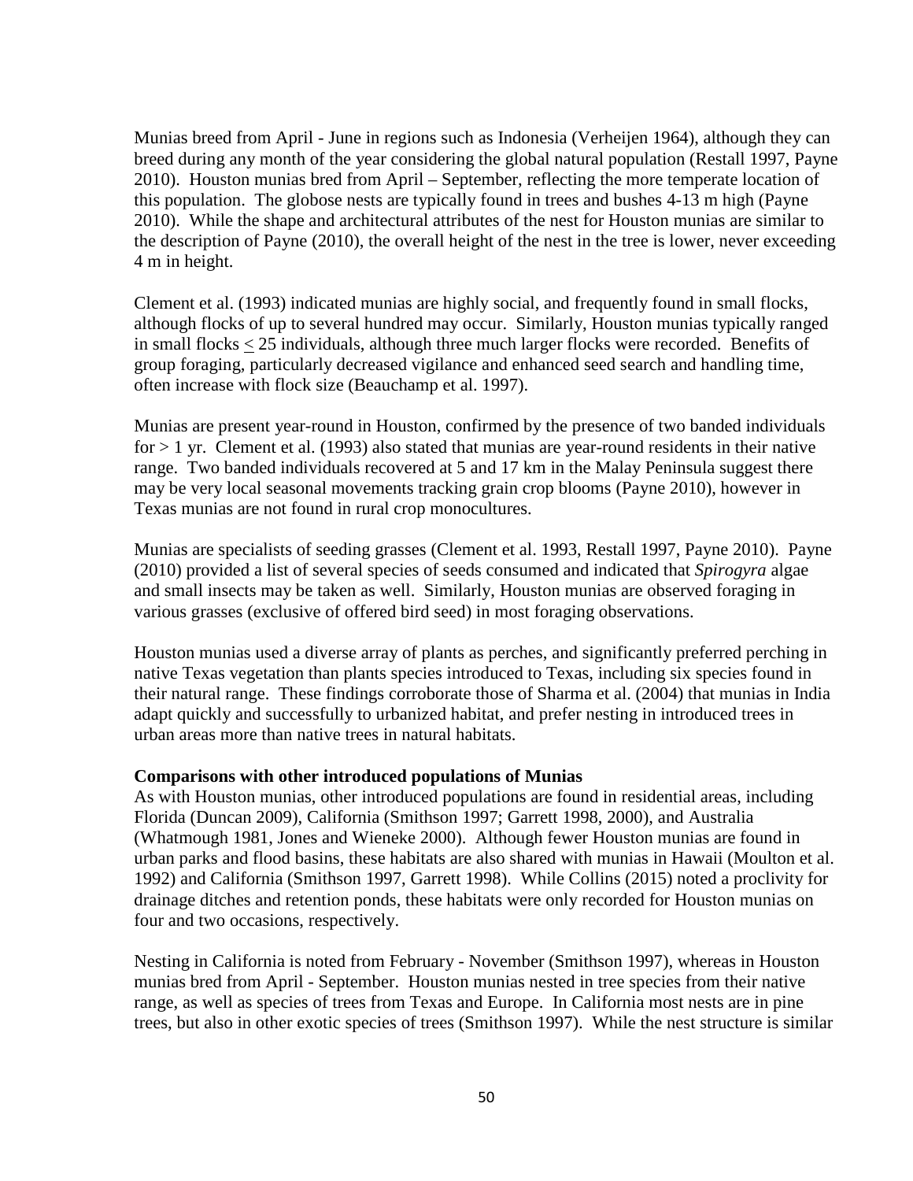Munias breed from April - June in regions such as Indonesia (Verheijen 1964), although they can breed during any month of the year considering the global natural population (Restall 1997, Payne 2010). Houston munias bred from April – September, reflecting the more temperate location of this population. The globose nests are typically found in trees and bushes 4-13 m high (Payne 2010). While the shape and architectural attributes of the nest for Houston munias are similar to the description of Payne (2010), the overall height of the nest in the tree is lower, never exceeding 4 m in height.

Clement et al. (1993) indicated munias are highly social, and frequently found in small flocks, although flocks of up to several hundred may occur. Similarly, Houston munias typically ranged in small flocks $\leq$ 25 individuals, although three much larger flocks were recorded. Benefits of group foraging, particularly decreased vigilance and enhanced seed search and handling time, often increase with flock size (Beauchamp et al. 1997).

Munias are present year-round in Houston, confirmed by the presence of two banded individuals for > 1 yr. Clement et al. (1993) also stated that munias are year-round residents in their native range. Two banded individuals recovered at 5 and 17 km in the Malay Peninsula suggest there may be very local seasonal movements tracking grain crop blooms (Payne 2010), however in Texas munias are not found in rural crop monocultures.

Munias are specialists of seeding grasses (Clement et al. 1993, Restall 1997, Payne 2010). Payne (2010) provided a list of several species of seeds consumed and indicated that *Spirogyra* algae and small insects may be taken as well. Similarly, Houston munias are observed foraging in various grasses (exclusive of offered bird seed) in most foraging observations.

Houston munias used a diverse array of plants as perches, and significantly preferred perching in native Texas vegetation than plants species introduced to Texas, including six species found in their natural range. These findings corroborate those of Sharma et al. (2004) that munias in India adapt quickly and successfully to urbanized habitat, and prefer nesting in introduced trees in urban areas more than native trees in natural habitats.

**Comparisons with other introduced populations of Munias**

As with Houston munias, other introduced populations are found in residential areas, including Florida (Duncan 2009), California (Smithson 1997; Garrett 1998, 2000), and Australia (Whatmough 1981, Jones and Wieneke 2000). Although fewer Houston munias are found in urban parks and flood basins, these habitats are also shared with munias in Hawaii (Moulton et al. 1992) and California (Smithson 1997, Garrett 1998). While Collins (2015) noted a proclivity for drainage ditches and retention ponds, these habitats were only recorded for Houston munias on four and two occasions, respectively.

Nesting in California is noted from February - November (Smithson 1997), whereas in Houston munias bred from April - September. Houston munias nested in tree species from their native range, as well as species of trees from Texas and Europe. In California most nests are in pine trees, but also in other exotic species of trees (Smithson 1997). While the nest structure is similar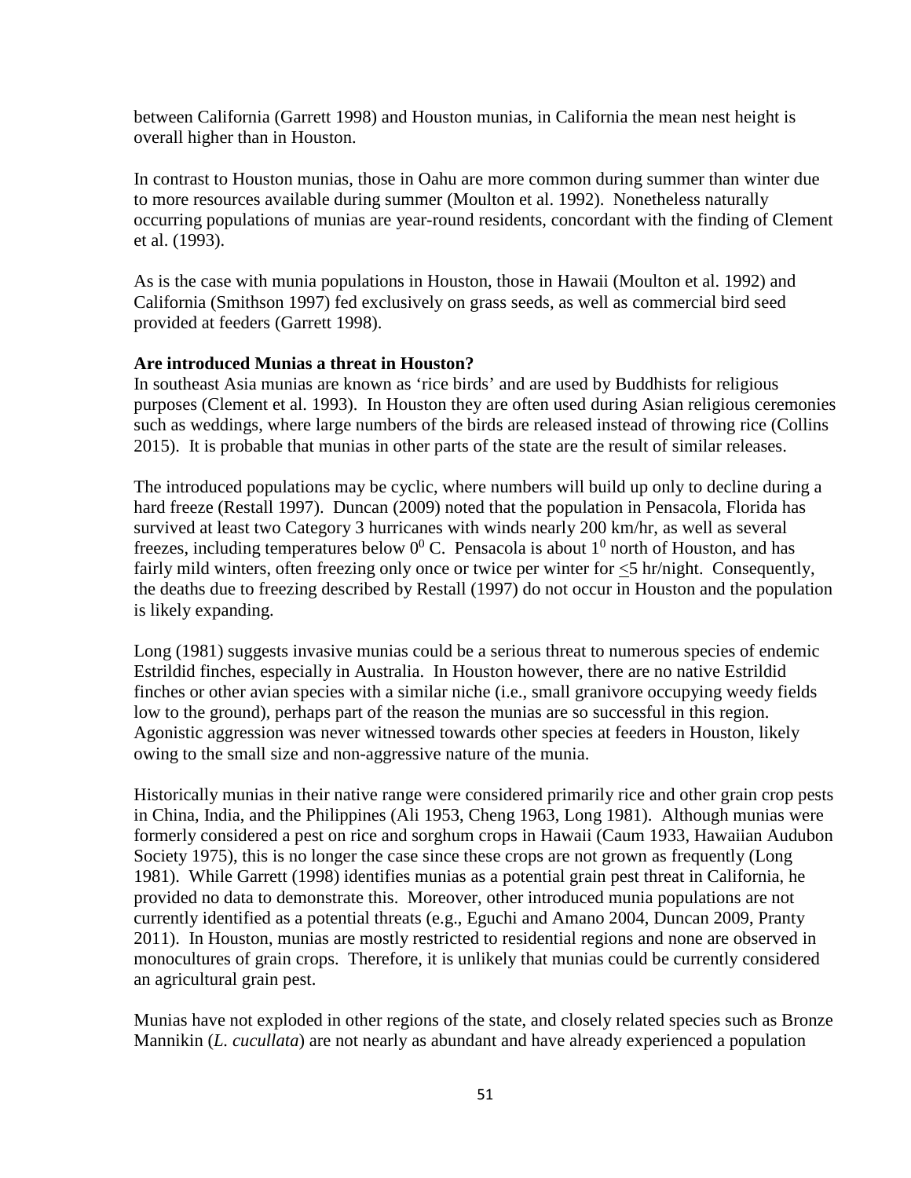between California (Garrett 1998) and Houston munias, in California the mean nest height is overall higher than in Houston.

In contrast to Houston munias, those in Oahu are more common during summer than winter due to more resources available during summer (Moulton et al. 1992). Nonetheless naturally occurring populations of munias are year-round residents, concordant with the finding of Clement et al. (1993).

As is the case with munia populations in Houston, those in Hawaii (Moulton et al. 1992) and California (Smithson 1997) fed exclusively on grass seeds, as well as commercial bird seed provided at feeders (Garrett 1998).

**Are introduced Munias a threat in Houston?**

In southeast Asia munias are known as 'rice birds' and are used by Buddhists for religious purposes (Clement et al. 1993). In Houston they are often used during Asian religious ceremonies such as weddings, where large numbers of the birds are released instead of throwing rice (Collins 2015). It is probable that munias in other parts of the state are the result of similar releases.

The introduced populations may be cyclic, where numbers will build up only to decline during a hard freeze (Restall 1997). Duncan (2009) noted that the population in Pensacola, Florida has survived at least two Category 3 hurricanes with winds nearly 200 km/hr, as well as several freezes, including temperatures below $0^0$ C. Pensacola is about $1^0$ north of Houston, and has fairly mild winters, often freezing only once or twice per winter for $\leq$5 hr/night. Consequently, the deaths due to freezing described by Restall (1997) do not occur in Houston and the population is likely expanding.

Long (1981) suggests invasive munias could be a serious threat to numerous species of endemic Estrildid finches, especially in Australia. In Houston however, there are no native Estrildid finches or other avian species with a similar niche (i.e., small granivore occupying weedy fields low to the ground), perhaps part of the reason the munias are so successful in this region. Agonistic aggression was never witnessed towards other species at feeders in Houston, likely owing to the small size and non-aggressive nature of the munia.

Historically munias in their native range were considered primarily rice and other grain crop pests in China, India, and the Philippines (Ali 1953, Cheng 1963, Long 1981). Although munias were formerly considered a pest on rice and sorghum crops in Hawaii (Caum 1933, Hawaiian Audubon Society 1975), this is no longer the case since these crops are not grown as frequently (Long 1981). While Garrett (1998) identifies munias as a potential grain pest threat in California, he provided no data to demonstrate this. Moreover, other introduced munia populations are not currently identified as a potential threats (e.g., Eguchi and Amano 2004, Duncan 2009, Pranty 2011). In Houston, munias are mostly restricted to residential regions and none are observed in monocultures of grain crops. Therefore, it is unlikely that munias could be currently considered an agricultural grain pest.

Munias have not exploded in other regions of the state, and closely related species such as Bronze Mannikin (*L. cucullata*) are not nearly as abundant and have already experienced a population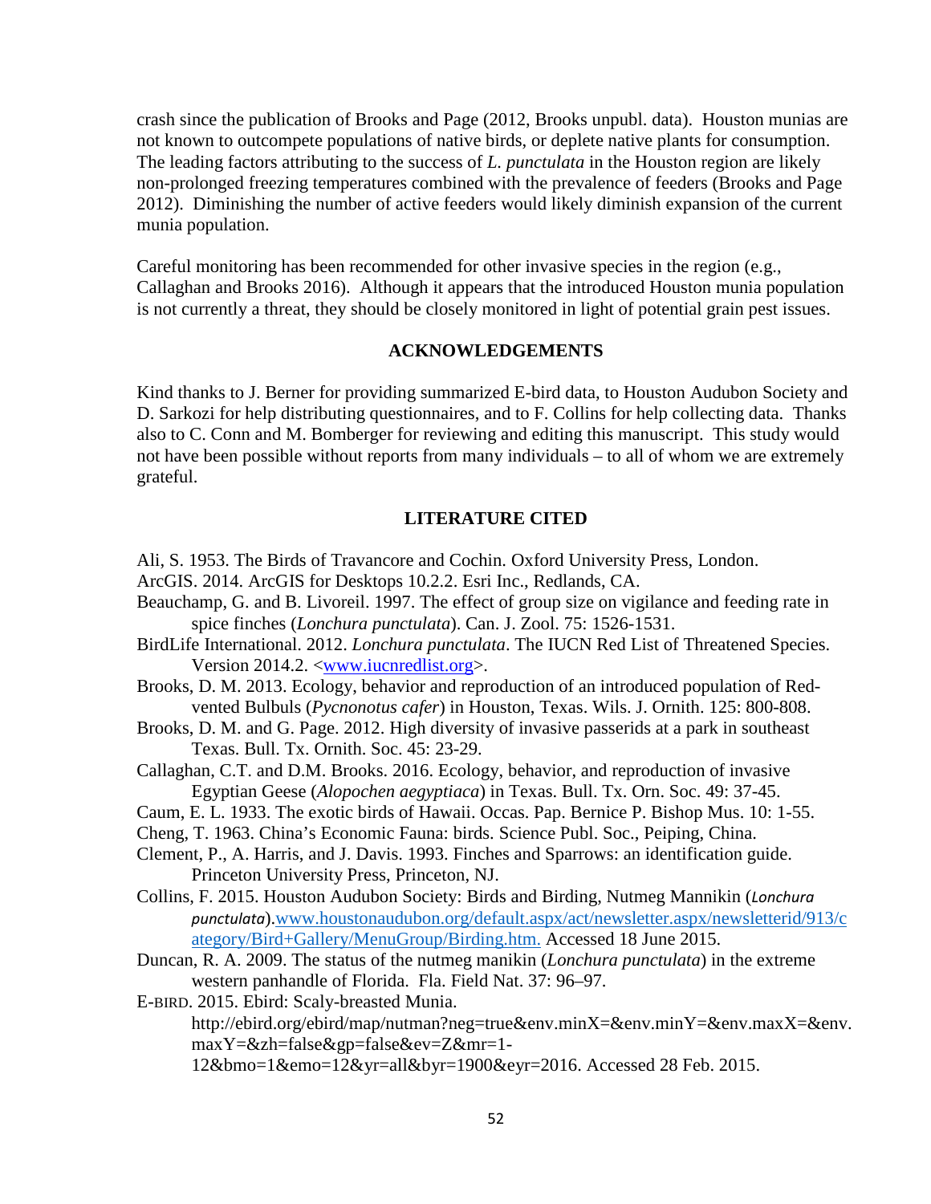crash since the publication of Brooks and Page (2012, Brooks unpubl. data). Houston munias are not known to outcompete populations of native birds, or deplete native plants for consumption. The leading factors attributing to the success of *L. punctulata* in the Houston region are likely non-prolonged freezing temperatures combined with the prevalence of feeders (Brooks and Page 2012). Diminishing the number of active feeders would likely diminish expansion of the current munia population.

Careful monitoring has been recommended for other invasive species in the region (e.g., Callaghan and Brooks 2016). Although it appears that the introduced Houston munia population is not currently a threat, they should be closely monitored in light of potential grain pest issues.

## ACKNOWLEDGEMENTS

Kind thanks to J. Berner for providing summarized E-bird data, to Houston Audubon Society and D. Sarkozi for help distributing questionnaires, and to F. Collins for help collecting data. Thanks also to C. Conn and M. Bomberger for reviewing and editing this manuscript. This study would not have been possible without reports from many individuals – to all of whom we are extremely grateful.

## LITERATURE CITED

Ali, S. 1953. The Birds of Travancore and Cochin. Oxford University Press, London.

ArcGIS. 2014. ArcGIS for Desktops 10.2.2. Esri Inc., Redlands, CA.

Beauchamp, G. and B. Livoreil. 1997. The effect of group size on vigilance and feeding rate in spice finches (*Lonchura punctulata*). Can. J. Zool. 75: 1526-1531.

BirdLife International. 2012. *Lonchura punctulata*. The IUCN Red List of Threatened Species. Version 2014.2. <www.iucnredlist.org>.

Brooks, D. M. 2013. Ecology, behavior and reproduction of an introduced population of Red-vented Bulbuls (*Pycnonotus cafer*) in Houston, Texas. Wils. J. Ornith. 125: 800-808.

Brooks, D. M. and G. Page. 2012. High diversity of invasive passerids at a park in southeast Texas. Bull. Tx. Ornith. Soc. 45: 23-29.

Callaghan, C.T. and D.M. Brooks. 2016. Ecology, behavior, and reproduction of invasive Egyptian Geese (*Alopochen aegyptiaca*) in Texas. Bull. Tx. Orn. Soc. 49: 37-45.

Caum, E. L. 1933. The exotic birds of Hawaii. Occas. Pap. Bernice P. Bishop Mus. 10: 1-55.

Cheng, T. 1963. China's Economic Fauna: birds. Science Publ. Soc., Peiping, China.

Clement, P., A. Harris, and J. Davis. 1993. Finches and Sparrows: an identification guide. Princeton University Press, Princeton, NJ.

Collins, F. 2015. Houston Audubon Society: Birds and Birding, Nutmeg Mannikin (*Lonchura punctulata*).www.houstonaudubon.org/default.aspx/act/newsletter.aspx/newsletterid/913/category/Bird+Gallery/MenuGroup/Birding.htm. Accessed 18 June 2015.

Duncan, R. A. 2009. The status of the nutmeg manikin (*Lonchura punctulata*) in the extreme western panhandle of Florida. Fla. Field Nat. 37: 96–97.

E-BIRD. 2015. Ebird: Scaly-breasted Munia. http://ebird.org/ebird/map/nutman?neg=true&env.minX=&env.minY=&env.maxX=&env.maxY=&zh=false&gp=false&ev=Z&mr=1-12&bmo=1&emo=12&yr=all&byr=1900&eyr=2016. Accessed 28 Feb. 2015.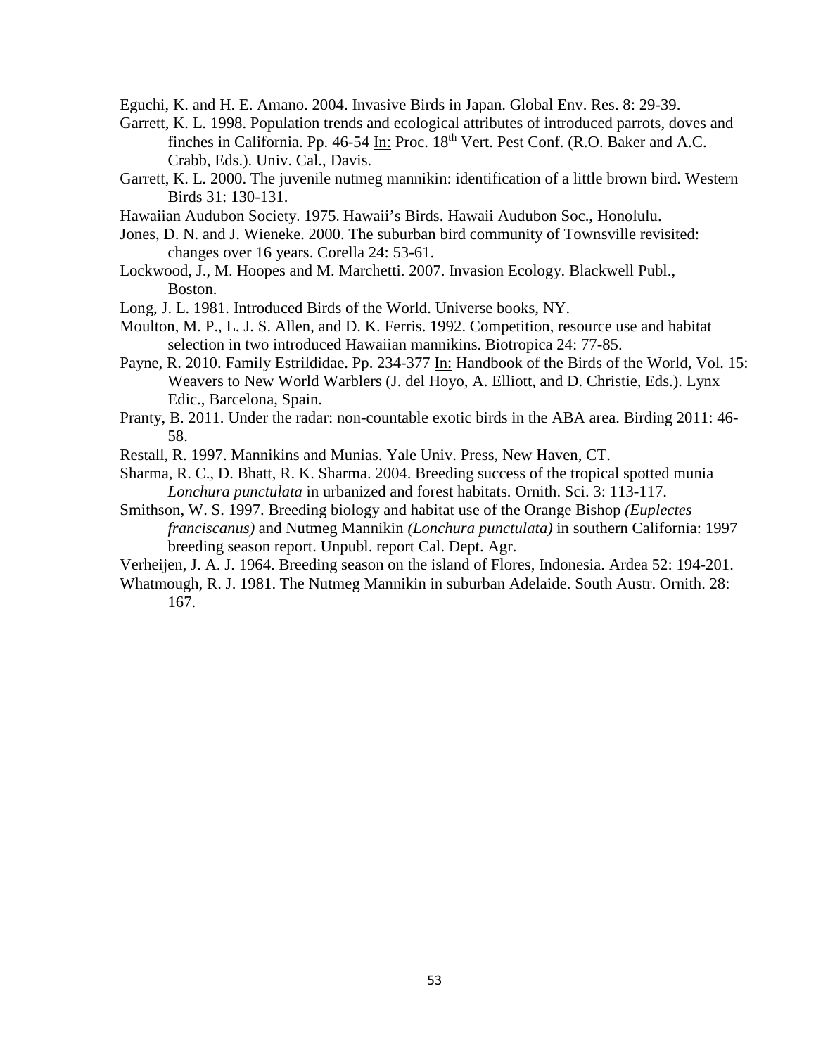Eguchi, K. and H. E. Amano. 2004. Invasive Birds in Japan. Global Env. Res. 8: 29-39.

Garrett, K. L. 1998. Population trends and ecological attributes of introduced parrots, doves and finches in California. Pp. 46-54 In: Proc. 18th Vert. Pest Conf. (R.O. Baker and A.C. Crabb, Eds.). Univ. Cal., Davis.

Garrett, K. L. 2000. The juvenile nutmeg mannikin: identification of a little brown bird. Western Birds 31: 130-131.

Hawaiian Audubon Society. 1975. Hawaii's Birds. Hawaii Audubon Soc., Honolulu.

Jones, D. N. and J. Wieneke. 2000. The suburban bird community of Townsville revisited: changes over 16 years. Corella 24: 53-61.

Lockwood, J., M. Hoopes and M. Marchetti. 2007. Invasion Ecology. Blackwell Publ., Boston.

Long, J. L. 1981. Introduced Birds of the World. Universe books, NY.

Moulton, M. P., L. J. S. Allen, and D. K. Ferris. 1992. Competition, resource use and habitat selection in two introduced Hawaiian mannikins. Biotropica 24: 77-85.

Payne, R. 2010. Family Estrildidae. Pp. 234-377 In: Handbook of the Birds of the World, Vol. 15: Weavers to New World Warblers (J. del Hoyo, A. Elliott, and D. Christie, Eds.). Lynx Edic., Barcelona, Spain.

Pranty, B. 2011. Under the radar: non-countable exotic birds in the ABA area. Birding 2011: 46-58.

Restall, R. 1997. Mannikins and Munias. Yale Univ. Press, New Haven, CT.

Sharma, R. C., D. Bhatt, R. K. Sharma. 2004. Breeding success of the tropical spotted munia *Lonchura punctulata* in urbanized and forest habitats. Ornith. Sci. 3: 113-117.

Smithson, W. S. 1997. Breeding biology and habitat use of the Orange Bishop *(Euplectes franciscanus)* and Nutmeg Mannikin *(Lonchura punctulata)* in southern California: 1997 breeding season report. Unpubl. report Cal. Dept. Agr.

Verheijen, J. A. J. 1964. Breeding season on the island of Flores, Indonesia. Ardea 52: 194-201.

Whatmough, R. J. 1981. The Nutmeg Mannikin in suburban Adelaide. South Austr. Ornith. 28: 167.